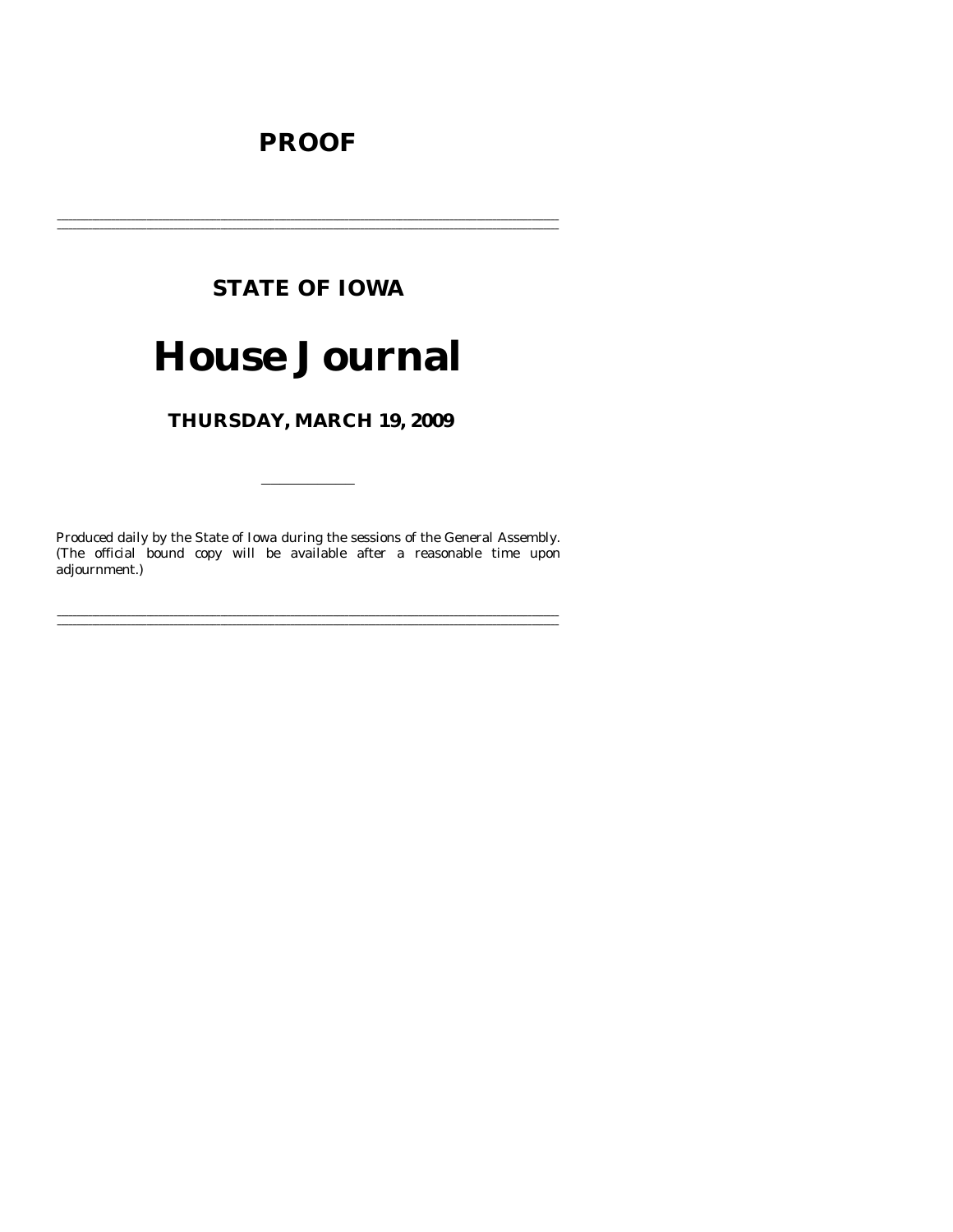# PROOF

---

## STATE OF IOWA

# House Journal

## THURSDAY, MARCH 19, 2009

---

Produced daily by the State of Iowa during the sessions of the General Assembly. (The official bound copy will be available after a reasonable time upon adjournment.)

---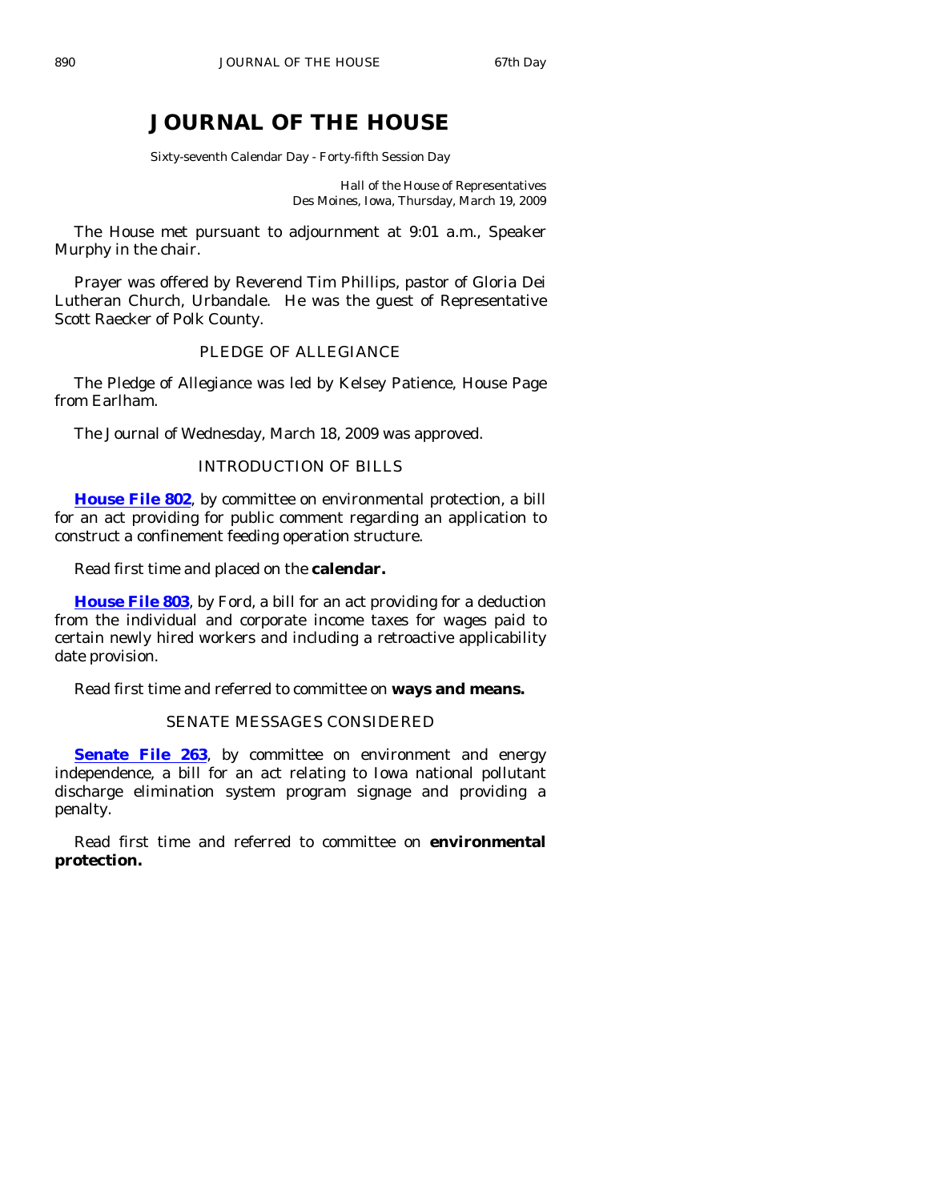# JOURNAL OF THE HOUSE

Sixty-seventh Calendar Day - Forty-fifth Session Day

Hall of the House of Representatives
Des Moines, Iowa, Thursday, March 19, 2009

The House met pursuant to adjournment at 9:01 a.m., Speaker Murphy in the chair.

Prayer was offered by Reverend Tim Phillips, pastor of Gloria Dei Lutheran Church, Urbandale. He was the guest of Representative Scott Raecker of Polk County.

## PLEDGE OF ALLEGIANCE

The Pledge of Allegiance was led by Kelsey Patience, House Page from Earlham.

The Journal of Wednesday, March 18, 2009 was approved.

## INTRODUCTION OF BILLS

**House File 802**, by committee on environmental protection, a bill for an act providing for public comment regarding an application to construct a confinement feeding operation structure.

Read first time and placed on the **calendar.**

**House File 803**, by Ford, a bill for an act providing for a deduction from the individual and corporate income taxes for wages paid to certain newly hired workers and including a retroactive applicability date provision.

Read first time and referred to committee on **ways and means.**

## SENATE MESSAGES CONSIDERED

**Senate File 263**, by committee on environment and energy independence, a bill for an act relating to Iowa national pollutant discharge elimination system program signage and providing a penalty.

Read first time and referred to committee on **environmental protection.**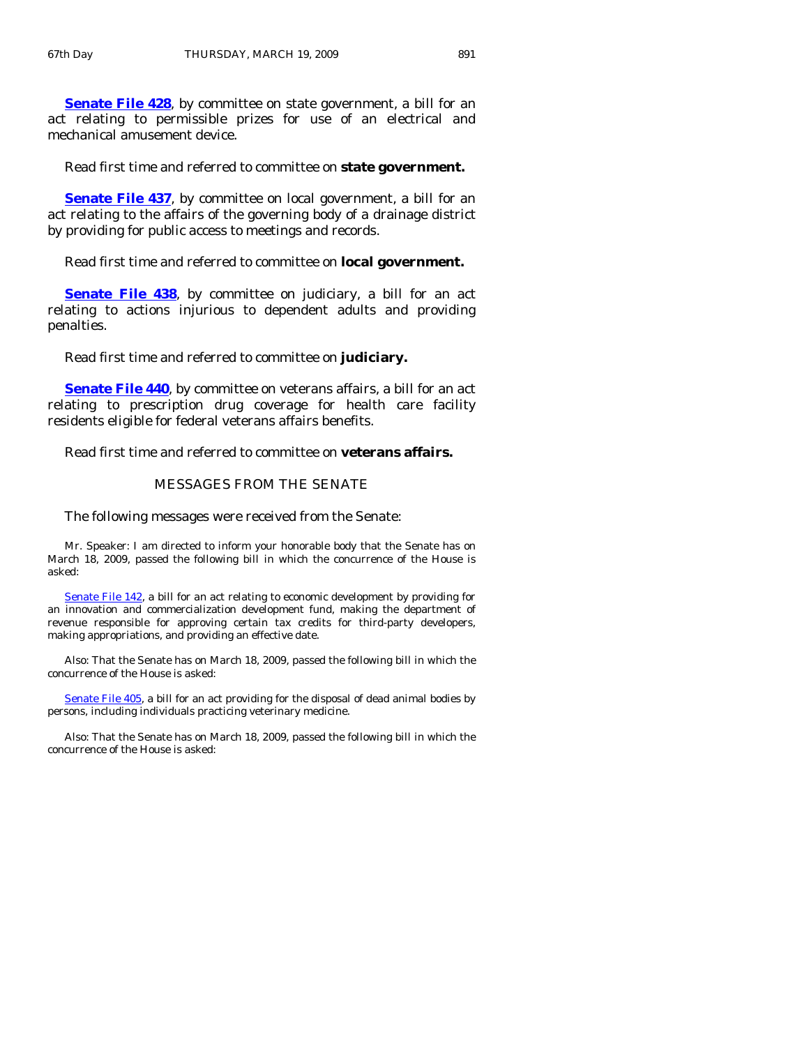**Senate File 428**, by committee on state government, a bill for an act relating to permissible prizes for use of an electrical and mechanical amusement device.

Read first time and referred to committee on **state government.**

**Senate File 437**, by committee on local government, a bill for an act relating to the affairs of the governing body of a drainage district by providing for public access to meetings and records.

Read first time and referred to committee on **local government.**

**Senate File 438**, by committee on judiciary, a bill for an act relating to actions injurious to dependent adults and providing penalties.

Read first time and referred to committee on **judiciary.**

**Senate File 440**, by committee on veterans affairs, a bill for an act relating to prescription drug coverage for health care facility residents eligible for federal veterans affairs benefits.

Read first time and referred to committee on **veterans affairs.**

## MESSAGES FROM THE SENATE

The following messages were received from the Senate:

Mr. Speaker: I am directed to inform your honorable body that the Senate has on March 18, 2009, passed the following bill in which the concurrence of the House is asked:

Senate File 142, a bill for an act relating to economic development by providing for an innovation and commercialization development fund, making the department of revenue responsible for approving certain tax credits for third-party developers, making appropriations, and providing an effective date.

Also: That the Senate has on March 18, 2009, passed the following bill in which the concurrence of the House is asked:

Senate File 405, a bill for an act providing for the disposal of dead animal bodies by persons, including individuals practicing veterinary medicine.

Also: That the Senate has on March 18, 2009, passed the following bill in which the concurrence of the House is asked: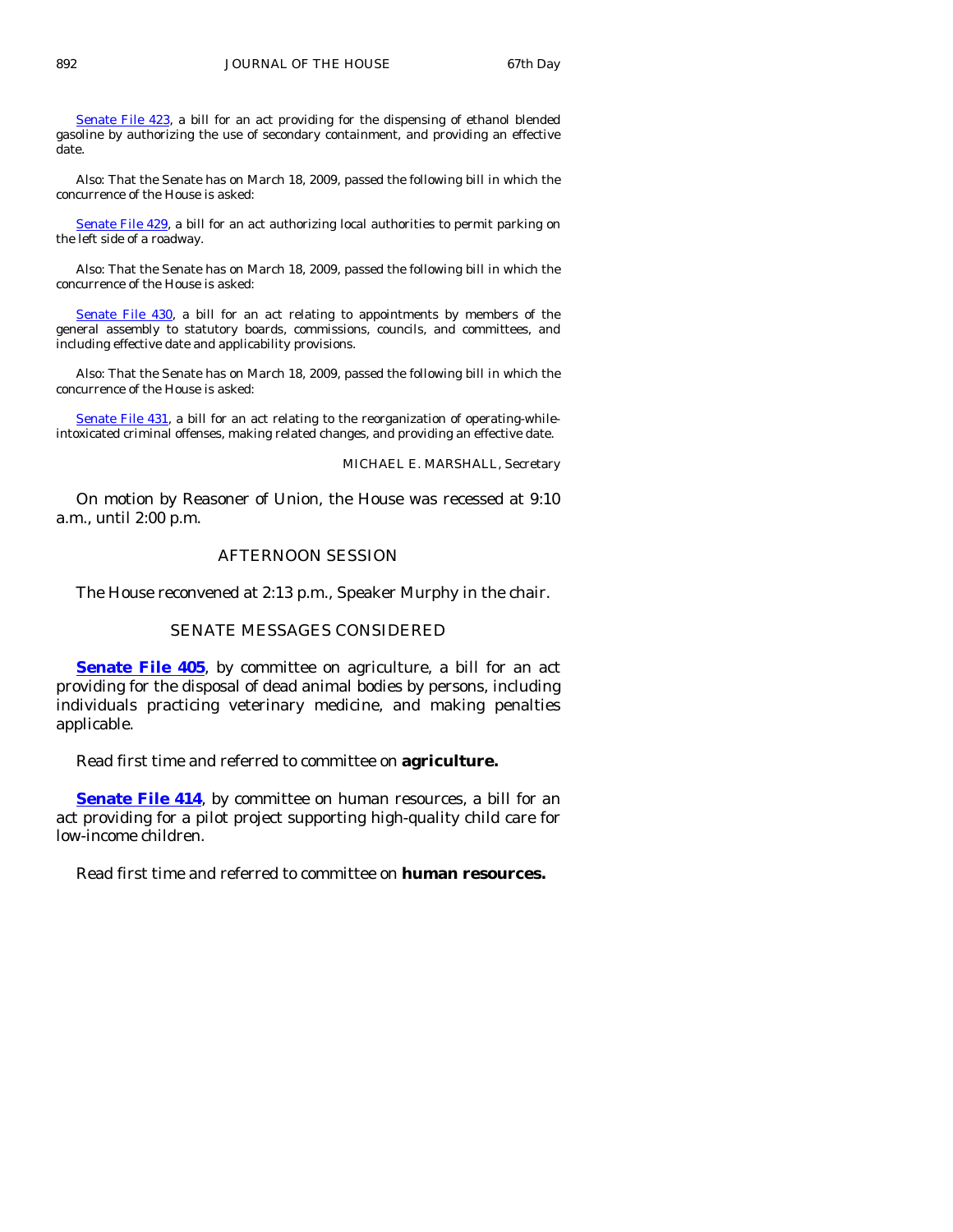Senate File 423, a bill for an act providing for the dispensing of ethanol blended gasoline by authorizing the use of secondary containment, and providing an effective date.

Also: That the Senate has on March 18, 2009, passed the following bill in which the concurrence of the House is asked:

Senate File 429, a bill for an act authorizing local authorities to permit parking on the left side of a roadway.

Also: That the Senate has on March 18, 2009, passed the following bill in which the concurrence of the House is asked:

Senate File 430, a bill for an act relating to appointments by members of the general assembly to statutory boards, commissions, councils, and committees, and including effective date and applicability provisions.

Also: That the Senate has on March 18, 2009, passed the following bill in which the concurrence of the House is asked:

Senate File 431, a bill for an act relating to the reorganization of operating-while-intoxicated criminal offenses, making related changes, and providing an effective date.

MICHAEL E. MARSHALL, Secretary

On motion by Reasoner of Union, the House was recessed at 9:10 a.m., until 2:00 p.m.

## AFTERNOON SESSION

The House reconvened at 2:13 p.m., Speaker Murphy in the chair.

## SENATE MESSAGES CONSIDERED

**Senate File 405**, by committee on agriculture, a bill for an act providing for the disposal of dead animal bodies by persons, including individuals practicing veterinary medicine, and making penalties applicable.

Read first time and referred to committee on **agriculture.**

**Senate File 414**, by committee on human resources, a bill for an act providing for a pilot project supporting high-quality child care for low-income children.

Read first time and referred to committee on **human resources.**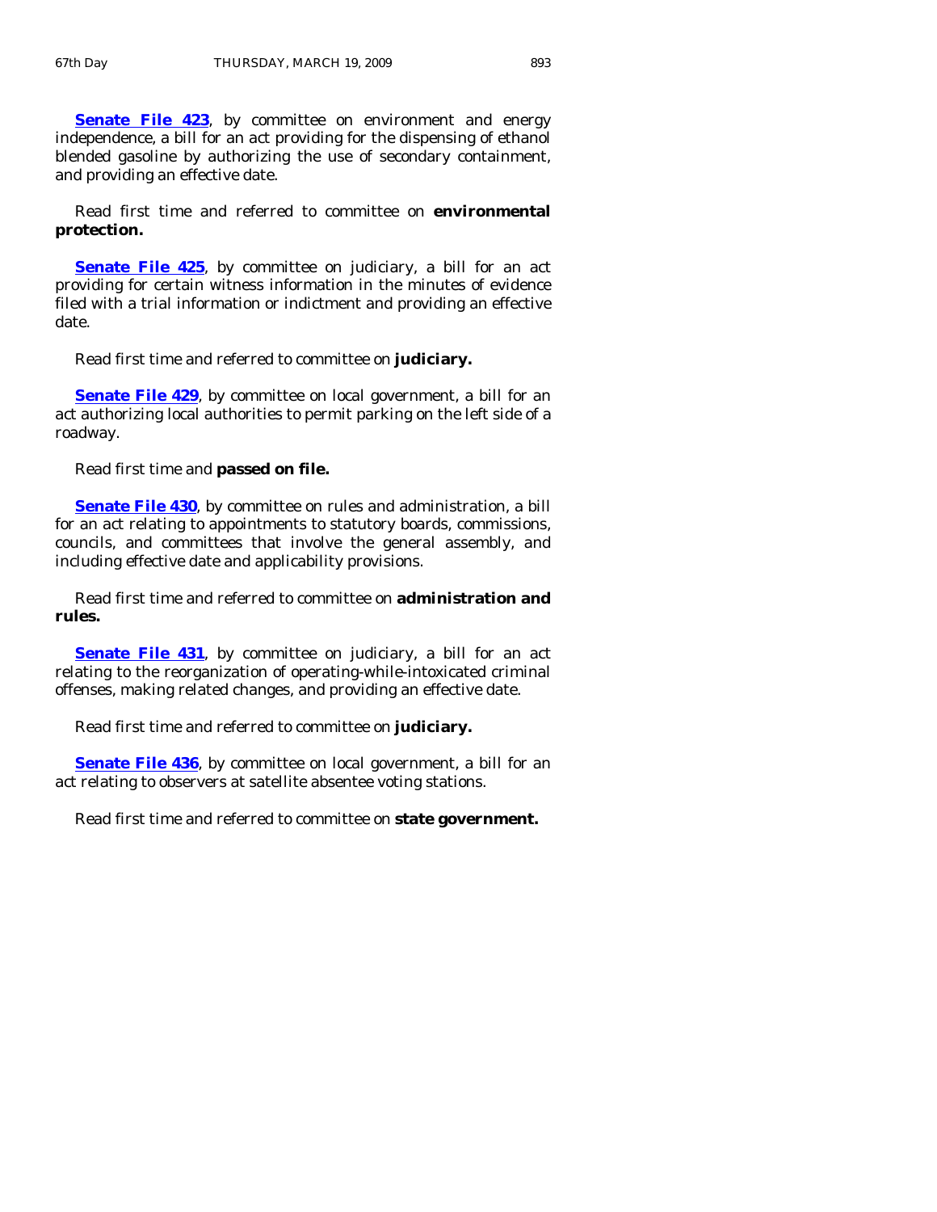**Senate File 423**, by committee on environment and energy independence, a bill for an act providing for the dispensing of ethanol blended gasoline by authorizing the use of secondary containment, and providing an effective date.

Read first time and referred to committee on **environmental protection.**

**Senate File 425**, by committee on judiciary, a bill for an act providing for certain witness information in the minutes of evidence filed with a trial information or indictment and providing an effective date.

Read first time and referred to committee on **judiciary.**

**Senate File 429**, by committee on local government, a bill for an act authorizing local authorities to permit parking on the left side of a roadway.

Read first time and **passed on file.**

**Senate File 430**, by committee on rules and administration, a bill for an act relating to appointments to statutory boards, commissions, councils, and committees that involve the general assembly, and including effective date and applicability provisions.

Read first time and referred to committee on **administration and rules.**

**Senate File 431**, by committee on judiciary, a bill for an act relating to the reorganization of operating-while-intoxicated criminal offenses, making related changes, and providing an effective date.

Read first time and referred to committee on **judiciary.**

**Senate File 436**, by committee on local government, a bill for an act relating to observers at satellite absentee voting stations.

Read first time and referred to committee on **state government.**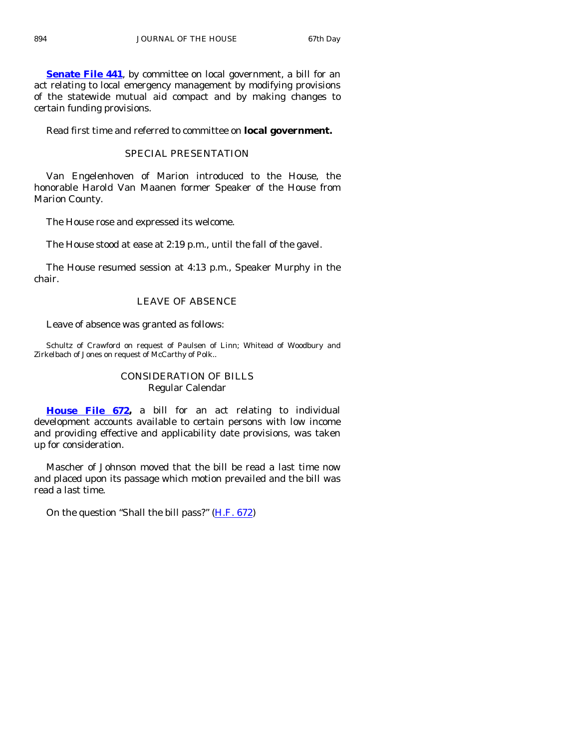**Senate File 441**, by committee on local government, a bill for an act relating to local emergency management by modifying provisions of the statewide mutual aid compact and by making changes to certain funding provisions.

Read first time and referred to committee on **local government.**

## SPECIAL PRESENTATION

Van Engelenhoven of Marion introduced to the House, the honorable Harold Van Maanen former Speaker of the House from Marion County.

The House rose and expressed its welcome.

The House stood at ease at 2:19 p.m., until the fall of the gavel.

The House resumed session at 4:13 p.m., Speaker Murphy in the chair.

## LEAVE OF ABSENCE

Leave of absence was granted as follows:

Schultz of Crawford on request of Paulsen of Linn; Whitead of Woodbury and Zirkelbach of Jones on request of McCarthy of Polk..

## CONSIDERATION OF BILLS
### Regular Calendar

**House File 672,** a bill for an act relating to individual development accounts available to certain persons with low income and providing effective and applicability date provisions, was taken up for consideration.

Mascher of Johnson moved that the bill be read a last time now and placed upon its passage which motion prevailed and the bill was read a last time.

On the question "Shall the bill pass?" (H.F. 672)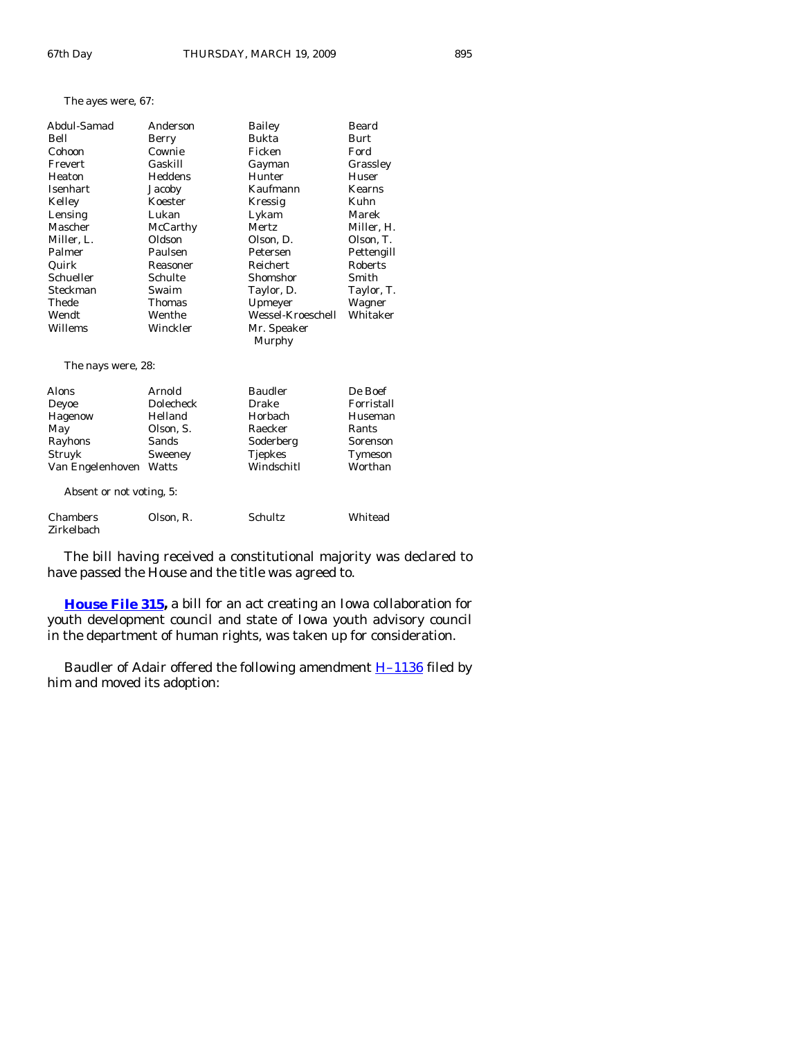The ayes were, 67:

| | | | |
|---|---|---|---|
| Abdul-Samad | Anderson | Bailey | Beard |
| Bell | Berry | Bukta | Burt |
| Cohoon | Cownie | Ficken | Ford |
| Frevert | Gaskill | Gayman | Grassley |
| Heaton | Heddens | Hunter | Huser |
| Isenhart | Jacoby | Kaufmann | Kearns |
| Kelley | Koester | Kressig | Kuhn |
| Lensing | Lukan | Lykam | Marek |
| Mascher | McCarthy | Mertz | Miller, H. |
| Miller, L. | Oldson | Olson, D. | Olson, T. |
| Palmer | Paulsen | Petersen | Pettengill |
| Quirk | Reasoner | Reichert | Roberts |
| Schueller | Schulte | Shomshor | Smith |
| Steckman | Swaim | Taylor, D. | Taylor, T. |
| Thede | Thomas | Upmeyer | Wagner |
| Wendt | Wenthe | Wessel-Kroeschell | Whitaker |
| Willems | Winckler | Mr. Speaker Murphy | |

The nays were, 28:

| | | | |
|---|---|---|---|
| Alons | Arnold | Baudler | De Boef |
| Deyoe | Dolecheck | Drake | Forristall |
| Hagenow | Helland | Horbach | Huseman |
| May | Olson, S. | Raecker | Rants |
| Rayhons | Sands | Soderberg | Sorenson |
| Struyk | Sweeney | Tjepkes | Tymeson |
| Van Engelenhoven | Watts | Windschitl | Worthan |

Absent or not voting, 5:

| | | | |
|---|---|---|---|
| Chambers | Olson, R. | Schultz | Whitead |
| Zirkelbach | | | |

The bill having received a constitutional majority was declared to have passed the House and the title was agreed to.

**House File 315,** a bill for an act creating an Iowa collaboration for youth development council and state of Iowa youth advisory council in the department of human rights, was taken up for consideration.

Baudler of Adair offered the following amendment H–1136 filed by him and moved its adoption: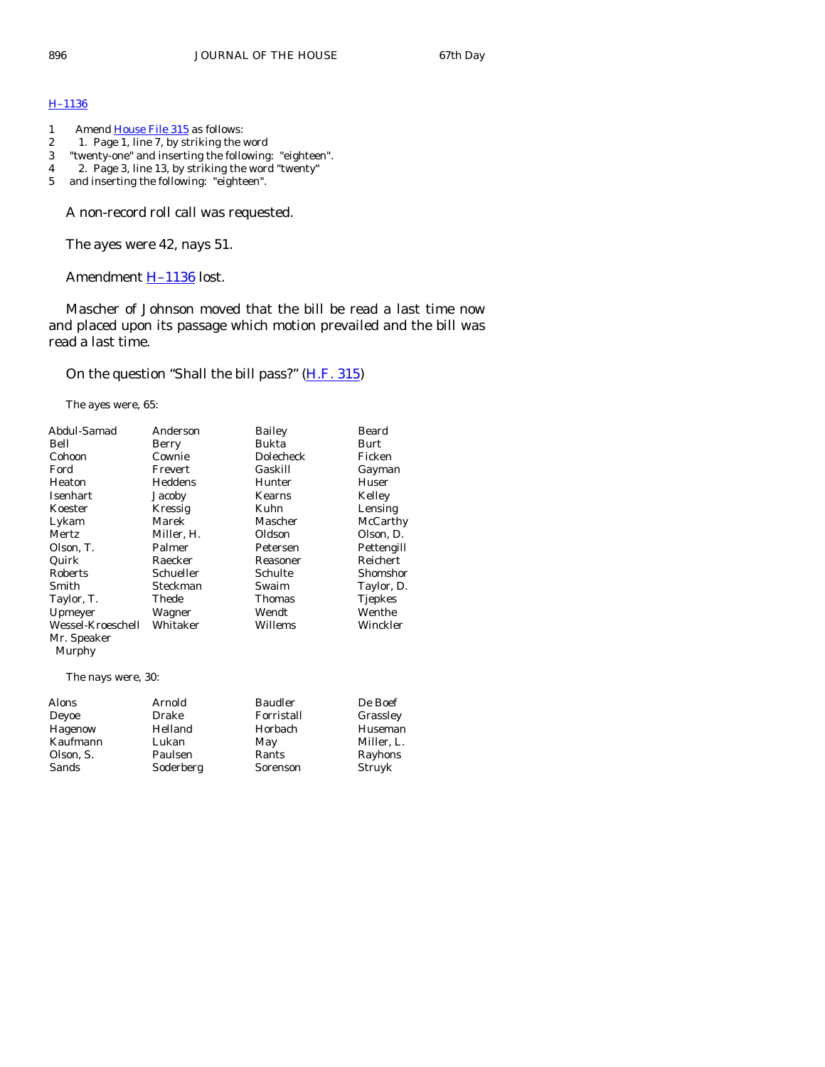H–1136

1 Amend House File 315 as follows:
2 1. Page 1, line 7, by striking the word
3 "twenty-one" and inserting the following: "eighteen".
4 2. Page 3, line 13, by striking the word "twenty"
5 and inserting the following: "eighteen".

A non-record roll call was requested.

The ayes were 42, nays 51.

Amendment H–1136 lost.

Mascher of Johnson moved that the bill be read a last time now and placed upon its passage which motion prevailed and the bill was read a last time.

On the question "Shall the bill pass?" (H.F. 315)

The ayes were, 65:

| | | | |
|---|---|---|---|
| Abdul-Samad | Anderson | Bailey | Beard |
| Bell | Berry | Bukta | Burt |
| Cohoon | Cownie | Dolecheck | Ficken |
| Ford | Frevert | Gaskill | Gayman |
| Heaton | Heddens | Hunter | Huser |
| Isenhart | Jacoby | Kearns | Kelley |
| Koester | Kressig | Kuhn | Lensing |
| Lykam | Marek | Mascher | McCarthy |
| Mertz | Miller, H. | Oldson | Olson, D. |
| Olson, T. | Palmer | Petersen | Pettengill |
| Quirk | Raecker | Reasoner | Reichert |
| Roberts | Schueller | Schulte | Shomshor |
| Smith | Steckman | Swaim | Taylor, D. |
| Taylor, T. | Thede | Thomas | Tjepkes |
| Upmeyer | Wagner | Wendt | Wenthe |
| Wessel-Kroeschell | Whitaker | Willems | Winckler |
| Mr. Speaker Murphy | | | |

The nays were, 30:

| | | | |
|---|---|---|---|
| Alons | Arnold | Baudler | De Boef |
| Deyoe | Drake | Forristall | Grassley |
| Hagenow | Helland | Horbach | Huseman |
| Kaufmann | Lukan | May | Miller, L. |
| Olson, S. | Paulsen | Rants | Rayhons |
| Sands | Soderberg | Sorenson | Struyk |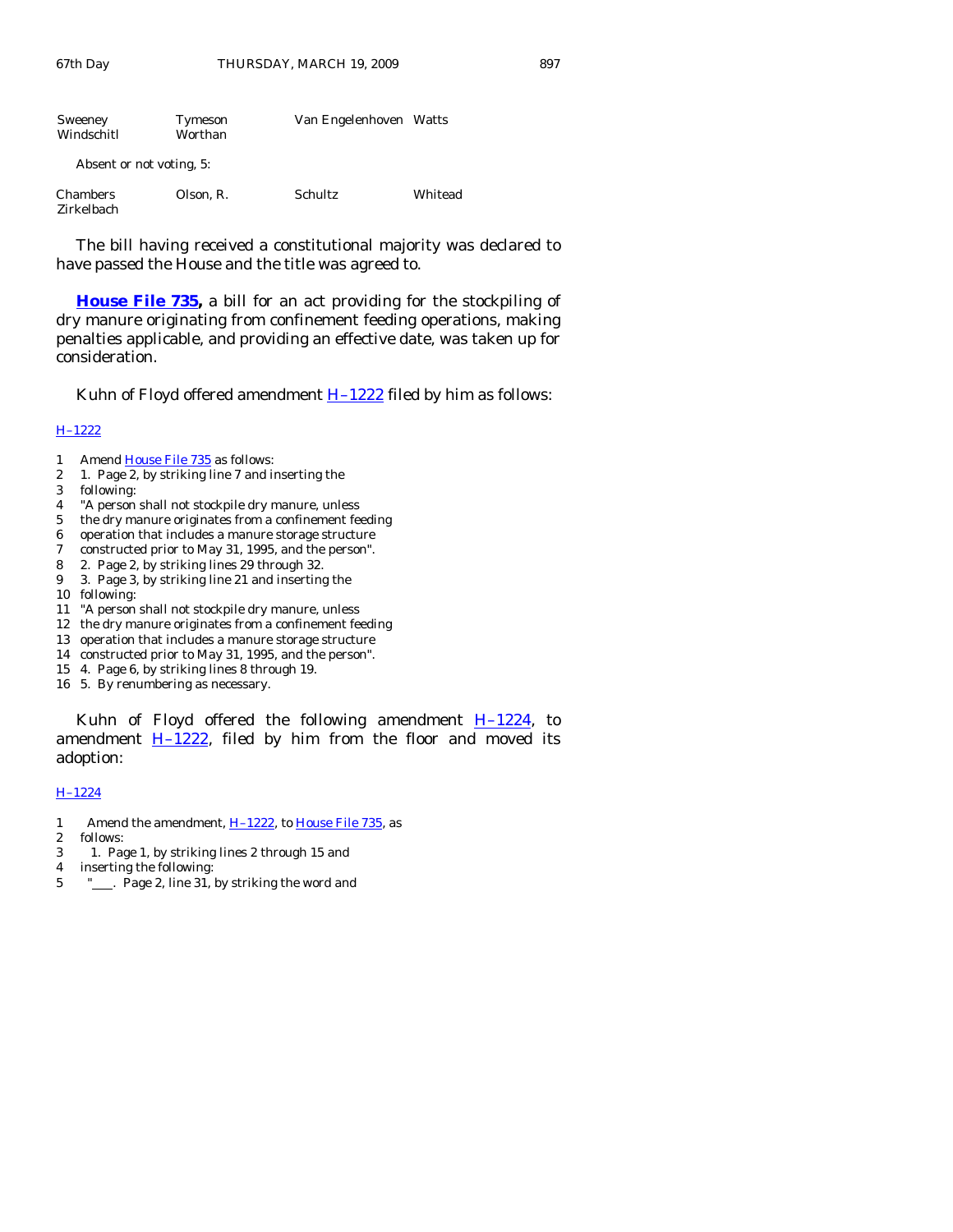| | | | |
|---|---|---|---|
| Sweeney | Tymeson | Van Engelenhoven | Watts |
| Windschitl | Worthan | | |

Absent or not voting, 5:

| | | | |
|---|---|---|---|
| Chambers | Olson, R. | Schultz | Whitead |
| Zirkelbach | | | |

The bill having received a constitutional majority was declared to have passed the House and the title was agreed to.

**House File 735,** a bill for an act providing for the stockpiling of dry manure originating from confinement feeding operations, making penalties applicable, and providing an effective date, was taken up for consideration.

Kuhn of Floyd offered amendment H–1222 filed by him as follows:

H–1222

1 Amend House File 735 as follows:
2 1. Page 2, by striking line 7 and inserting the
3 following:
4 "A person shall not stockpile dry manure, unless
5 the dry manure originates from a confinement feeding
6 operation that includes a manure storage structure
7 constructed prior to May 31, 1995, and the person".
8 2. Page 2, by striking lines 29 through 32.
9 3. Page 3, by striking line 21 and inserting the
10 following:
11 "A person shall not stockpile dry manure, unless
12 the dry manure originates from a confinement feeding
13 operation that includes a manure storage structure
14 constructed prior to May 31, 1995, and the person".
15 4. Page 6, by striking lines 8 through 19.
16 5. By renumbering as necessary.

Kuhn of Floyd offered the following amendment H–1224, to amendment H–1222, filed by him from the floor and moved its adoption:

H–1224

1 Amend the amendment, H–1222, to House File 735, as
2 follows:
3 1. Page 1, by striking lines 2 through 15 and
4 inserting the following:
5 "____. Page 2, line 31, by striking the word and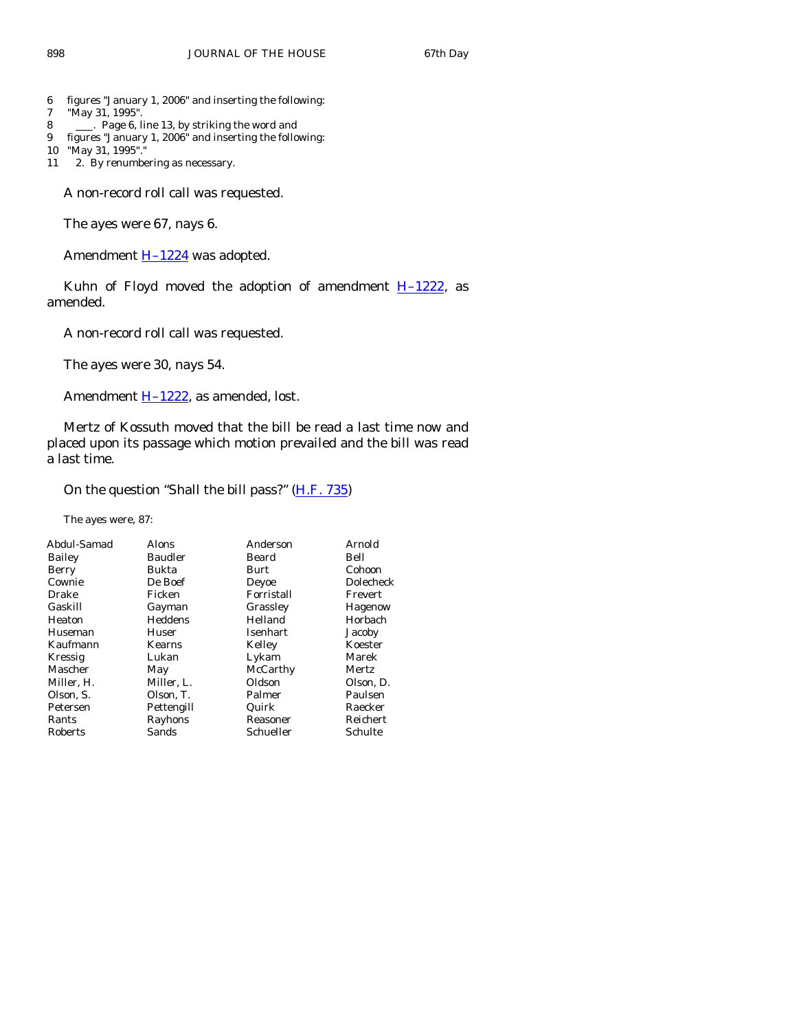6   figures "January 1, 2006" and inserting the following:
7   "May 31, 1995".
8   ___. Page 6, line 13, by striking the word and
9   figures "January 1, 2006" and inserting the following:
10  "May 31, 1995"."
11   2. By renumbering as necessary.

A non-record roll call was requested.

The ayes were 67, nays 6.

Amendment H–1224 was adopted.

Kuhn of Floyd moved the adoption of amendment H–1222, as amended.

A non-record roll call was requested.

The ayes were 30, nays 54.

Amendment H–1222, as amended, lost.

Mertz of Kossuth moved that the bill be read a last time now and placed upon its passage which motion prevailed and the bill was read a last time.

On the question "Shall the bill pass?" (H.F. 735)

The ayes were, 87:

| | | | |
|---|---|---|---|
| Abdul-Samad | Alons | Anderson | Arnold |
| Bailey | Baudler | Beard | Bell |
| Berry | Bukta | Burt | Cohoon |
| Cownie | De Boef | Deyoe | Dolecheck |
| Drake | Ficken | Forristall | Frevert |
| Gaskill | Gayman | Grassley | Hagenow |
| Heaton | Heddens | Helland | Horbach |
| Huseman | Huser | Isenhart | Jacoby |
| Kaufmann | Kearns | Kelley | Koester |
| Kressig | Lukan | Lykam | Marek |
| Mascher | May | McCarthy | Mertz |
| Miller, H. | Miller, L. | Oldson | Olson, D. |
| Olson, S. | Olson, T. | Palmer | Paulsen |
| Petersen | Pettengill | Quirk | Raecker |
| Rants | Rayhons | Reasoner | Reichert |
| Roberts | Sands | Schueller | Schulte |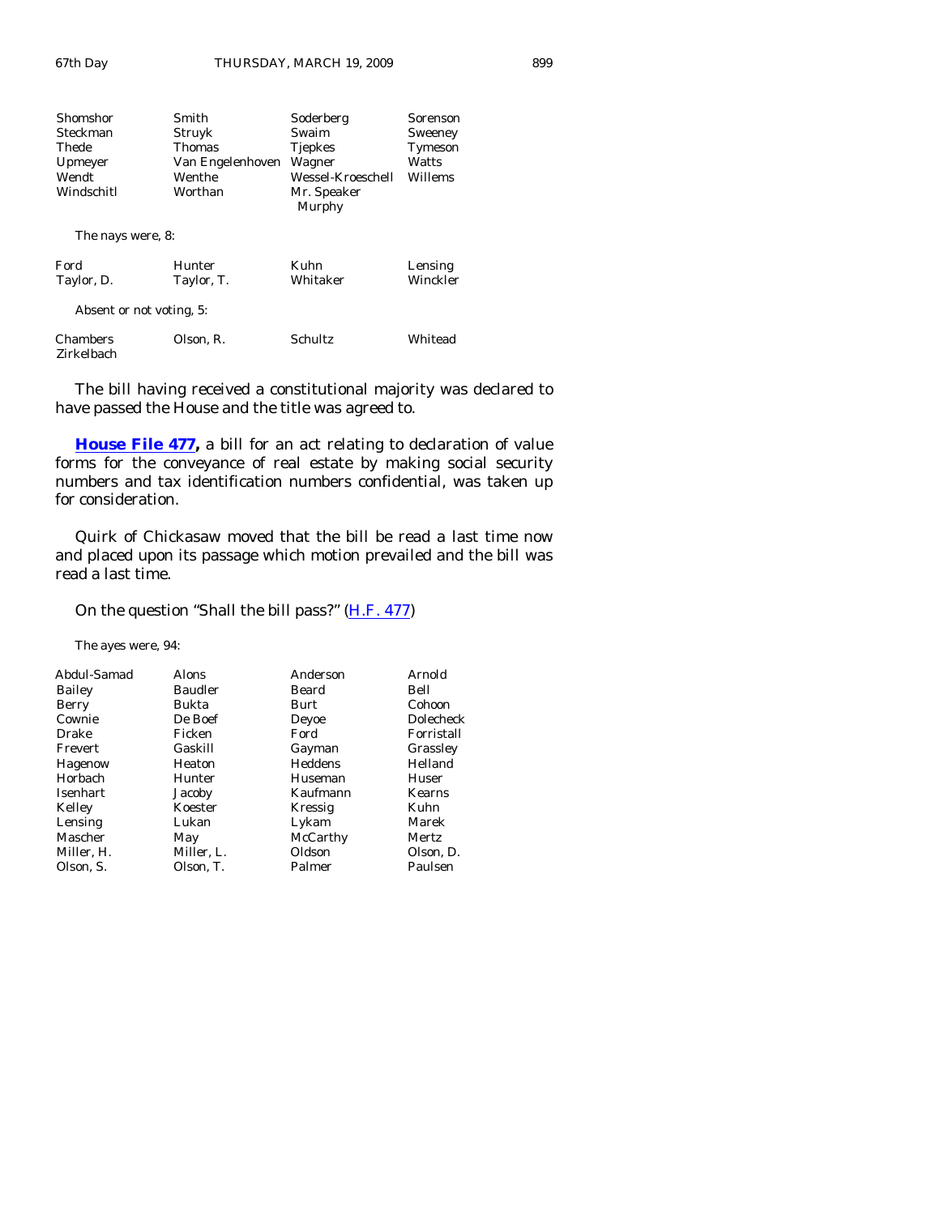| Shomshor | Smith | Soderberg | Sorenson |
|---|---|---|---|
| Steckman | Struyk | Swaim | Sweeney |
| Thede | Thomas | Tjepkes | Tymeson |
| Upmeyer | Van Engelenhoven | Wagner | Watts |
| Wendt | Wenthe | Wessel-Kroeschell | Willems |
| Windschitl | Worthan | Mr. Speaker Murphy | |

The nays were, 8:

| Ford | Hunter | Kuhn | Lensing |
|---|---|---|---|
| Taylor, D. | Taylor, T. | Whitaker | Winckler |

Absent or not voting, 5:

| Chambers | Olson, R. | Schultz | Whitead |
|---|---|---|---|
| Zirkelbach | | | |

The bill having received a constitutional majority was declared to have passed the House and the title was agreed to.

**House File 477,** a bill for an act relating to declaration of value forms for the conveyance of real estate by making social security numbers and tax identification numbers confidential, was taken up for consideration.

Quirk of Chickasaw moved that the bill be read a last time now and placed upon its passage which motion prevailed and the bill was read a last time.

On the question "Shall the bill pass?" (H.F. 477)

The ayes were, 94:

| Abdul-Samad | Alons | Anderson | Arnold |
|---|---|---|---|
| Bailey | Baudler | Beard | Bell |
| Berry | Bukta | Burt | Cohoon |
| Cownie | De Boef | Deyoe | Dolecheck |
| Drake | Ficken | Ford | Forristall |
| Frevert | Gaskill | Gayman | Grassley |
| Hagenow | Heaton | Heddens | Helland |
| Horbach | Hunter | Huseman | Huser |
| Isenhart | Jacoby | Kaufmann | Kearns |
| Kelley | Koester | Kressig | Kuhn |
| Lensing | Lukan | Lykam | Marek |
| Mascher | May | McCarthy | Mertz |
| Miller, H. | Miller, L. | Oldson | Olson, D. |
| Olson, S. | Olson, T. | Palmer | Paulsen |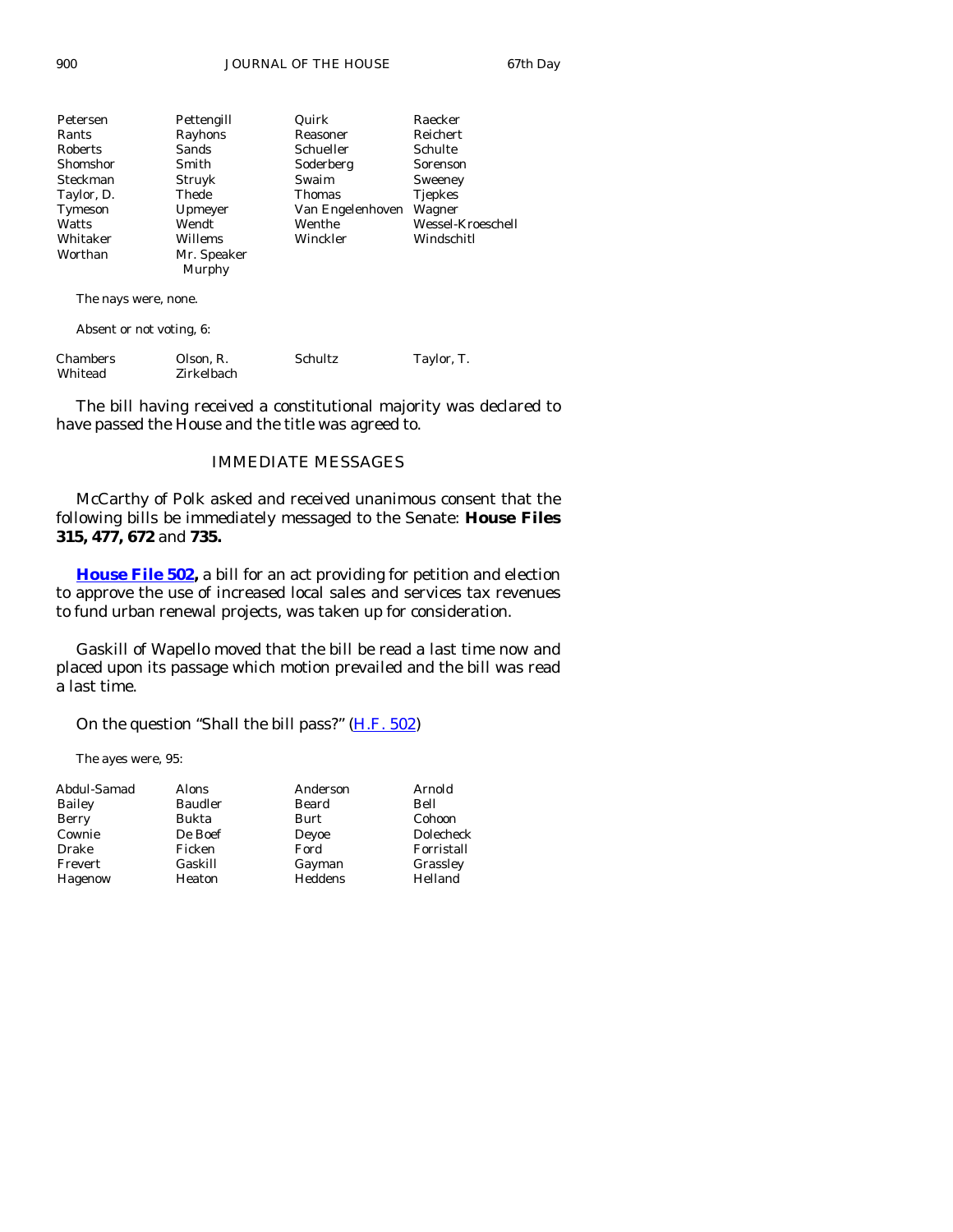| | | | |
|---|---|---|---|
| Petersen | Pettengill | Quirk | Raecker |
| Rants | Rayhons | Reasoner | Reichert |
| Roberts | Sands | Schueller | Schulte |
| Shomshor | Smith | Soderberg | Sorenson |
| Steckman | Struyk | Swaim | Sweeney |
| Taylor, D. | Thede | Thomas | Tjepkes |
| Tymeson | Upmeyer | Van Engelenhoven | Wagner |
| Watts | Wendt | Wenthe | Wessel-Kroeschell |
| Whitaker | Willems | Winckler | Windschitl |
| Worthan | Mr. Speaker Murphy | | |

The nays were, none.

Absent or not voting, 6:

| | | | |
|---|---|---|---|
| Chambers | Olson, R. | Schultz | Taylor, T. |
| Whitead | Zirkelbach | | |

The bill having received a constitutional majority was declared to have passed the House and the title was agreed to.

## IMMEDIATE MESSAGES

McCarthy of Polk asked and received unanimous consent that the following bills be immediately messaged to the Senate: **House Files 315, 477, 672** and **735.**

**House File 502,** a bill for an act providing for petition and election to approve the use of increased local sales and services tax revenues to fund urban renewal projects, was taken up for consideration.

Gaskill of Wapello moved that the bill be read a last time now and placed upon its passage which motion prevailed and the bill was read a last time.

On the question "Shall the bill pass?" (H.F. 502)

The ayes were, 95:

| | | | |
|---|---|---|---|
| Abdul-Samad | Alons | Anderson | Arnold |
| Bailey | Baudler | Beard | Bell |
| Berry | Bukta | Burt | Cohoon |
| Cownie | De Boef | Deyoe | Dolecheck |
| Drake | Ficken | Ford | Forristall |
| Frevert | Gaskill | Gayman | Grassley |
| Hagenow | Heaton | Heddens | Helland |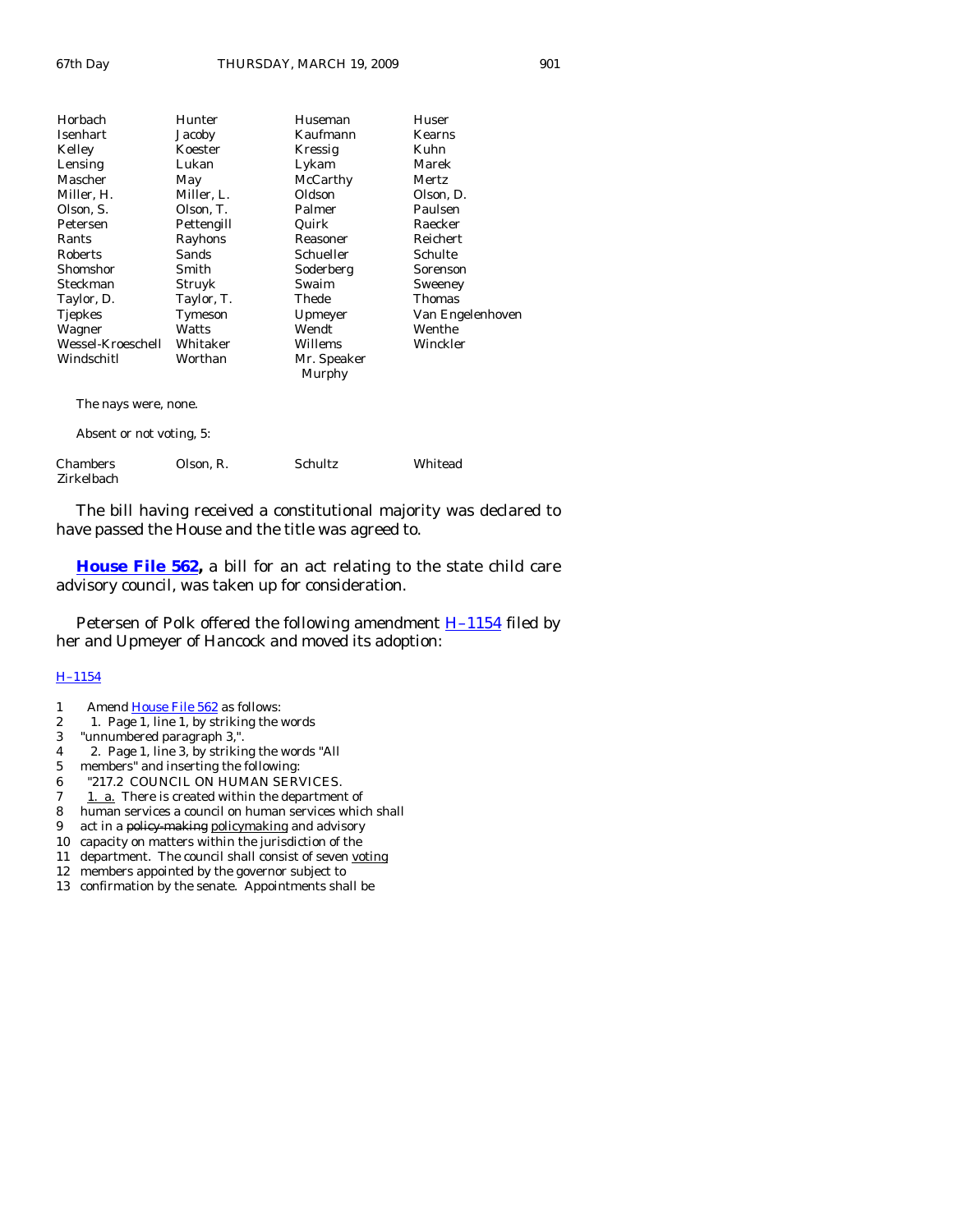| | | | |
|---|---|---|---|
| Horbach | Hunter | Huseman | Huser |
| Isenhart | Jacoby | Kaufmann | Kearns |
| Kelley | Koester | Kressig | Kuhn |
| Lensing | Lukan | Lykam | Marek |
| Mascher | May | McCarthy | Mertz |
| Miller, H. | Miller, L. | Oldson | Olson, D. |
| Olson, S. | Olson, T. | Palmer | Paulsen |
| Petersen | Pettengill | Quirk | Raecker |
| Rants | Rayhons | Reasoner | Reichert |
| Roberts | Sands | Schueller | Schulte |
| Shomshor | Smith | Soderberg | Sorenson |
| Steckman | Struyk | Swaim | Sweeney |
| Taylor, D. | Taylor, T. | Thede | Thomas |
| Tjepkes | Tymeson | Upmeyer | Van Engelenhoven |
| Wagner | Watts | Wendt | Wenthe |
| Wessel-Kroeschell | Whitaker | Willems | Winckler |
| Windschitl | Worthan | Mr. Speaker Murphy | |

The nays were, none.

Absent or not voting, 5:

| | | | |
|---|---|---|---|
| Chambers | Olson, R. | Schultz | Whitead |
| Zirkelbach | | | |

The bill having received a constitutional majority was declared to have passed the House and the title was agreed to.

**House File 562,** a bill for an act relating to the state child care advisory council, was taken up for consideration.

Petersen of Polk offered the following amendment H–1154 filed by her and Upmeyer of Hancock and moved its adoption:

H–1154

1 Amend House File 562 as follows:
2 1. Page 1, line 1, by striking the words
3 "unnumbered paragraph 3,".
4 2. Page 1, line 3, by striking the words "All
5 members" and inserting the following:
6 "217.2 COUNCIL ON HUMAN SERVICES.
7 1. a. There is created within the department of
8 human services a council on human services which shall
9 act in a ~~policy-making~~ policymaking and advisory
10 capacity on matters within the jurisdiction of the
11 department. The council shall consist of seven voting
12 members appointed by the governor subject to
13 confirmation by the senate. Appointments shall be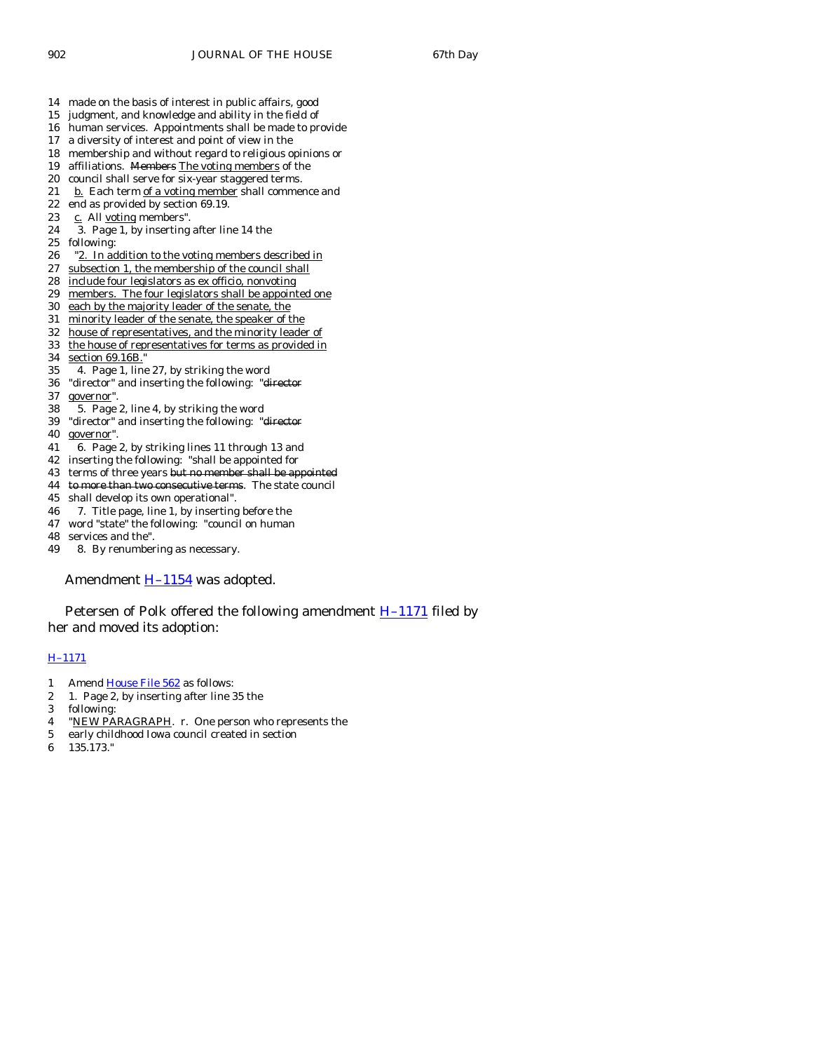14 made on the basis of interest in public affairs, good
15 judgment, and knowledge and ability in the field of
16 human services. Appointments shall be made to provide
17 a diversity of interest and point of view in the
18 membership and without regard to religious opinions or
19 affiliations. ~~Members~~ The voting members of the
20 council shall serve for six-year staggered terms.
21 b. Each term of a voting member shall commence and
22 end as provided by section 69.19.
23 c. All voting members".
24 3. Page 1, by inserting after line 14 the
25 following:
26 "2. In addition to the voting members described in
27 subsection 1, the membership of the council shall
28 include four legislators as ex officio, nonvoting
29 members. The four legislators shall be appointed one
30 each by the majority leader of the senate, the
31 minority leader of the senate, the speaker of the
32 house of representatives, and the minority leader of
33 the house of representatives for terms as provided in
34 section 69.16B."
35 4. Page 1, line 27, by striking the word
36 "director" and inserting the following: "~~director~~
37 governor".
38 5. Page 2, line 4, by striking the word
39 "director" and inserting the following: "~~director~~
40 governor".
41 6. Page 2, by striking lines 11 through 13 and
42 inserting the following: "shall be appointed for
43 terms of three years ~~but no member shall be appointed~~
44 ~~to more than two consecutive terms~~. The state council
45 shall develop its own operational".
46 7. Title page, line 1, by inserting before the
47 word "state" the following: "council on human
48 services and the".
49 8. By renumbering as necessary.

Amendment H–1154 was adopted.

Petersen of Polk offered the following amendment H–1171 filed by her and moved its adoption:

H–1171

1 Amend House File 562 as follows:
2 1. Page 2, by inserting after line 35 the
3 following:
4 "NEW PARAGRAPH. r. One person who represents the
5 early childhood Iowa council created in section
6 135.173."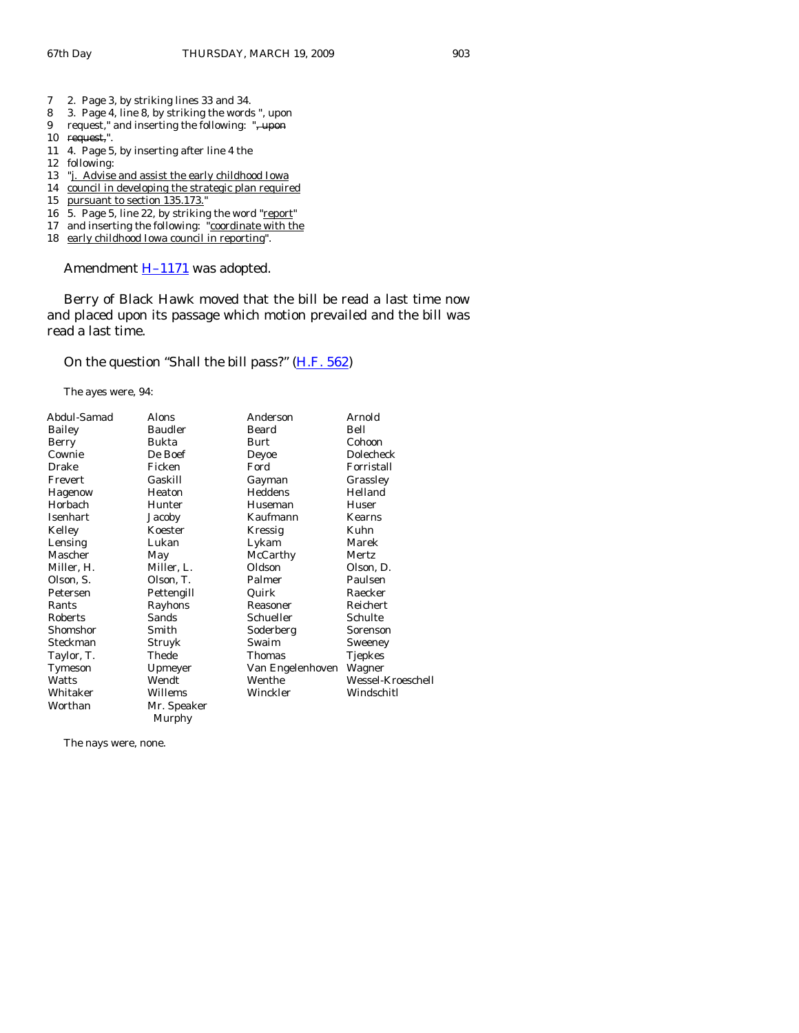7 2. Page 3, by striking lines 33 and 34.
8 3. Page 4, line 8, by striking the words ", upon
9 request," and inserting the following: "~~, upon~~
10 ~~request,~~".
11 4. Page 5, by inserting after line 4 the
12 following:
13 "<u>j. Advise and assist the early childhood Iowa</u>
14 <u>council in developing the strategic plan required</u>
15 <u>pursuant to section 135.173.</u>"
16 5. Page 5, line 22, by striking the word "<u>report</u>"
17 and inserting the following: "<u>coordinate with the</u>
18 <u>early childhood Iowa council in reporting</u>".

Amendment H–1171 was adopted.

Berry of Black Hawk moved that the bill be read a last time now and placed upon its passage which motion prevailed and the bill was read a last time.

On the question "Shall the bill pass?" (H.F. 562)

The ayes were, 94:

| | | | |
|---|---|---|---|
| Abdul-Samad | Alons | Anderson | Arnold |
| Bailey | Baudler | Beard | Bell |
| Berry | Bukta | Burt | Cohoon |
| Cownie | De Boef | Deyoe | Dolecheck |
| Drake | Ficken | Ford | Forristall |
| Frevert | Gaskill | Gayman | Grassley |
| Hagenow | Heaton | Heddens | Helland |
| Horbach | Hunter | Huseman | Huser |
| Isenhart | Jacoby | Kaufmann | Kearns |
| Kelley | Koester | Kressig | Kuhn |
| Lensing | Lukan | Lykam | Marek |
| Mascher | May | McCarthy | Mertz |
| Miller, H. | Miller, L. | Oldson | Olson, D. |
| Olson, S. | Olson, T. | Palmer | Paulsen |
| Petersen | Pettengill | Quirk | Raecker |
| Rants | Rayhons | Reasoner | Reichert |
| Roberts | Sands | Schueller | Schulte |
| Shomshor | Smith | Soderberg | Sorenson |
| Steckman | Struyk | Swaim | Sweeney |
| Taylor, T. | Thede | Thomas | Tjepkes |
| Tymeson | Upmeyer | Van Engelenhoven | Wagner |
| Watts | Wendt | Wenthe | Wessel-Kroeschell |
| Whitaker | Willems | Winckler | Windschitl |
| Worthan | Mr. Speaker Murphy | | |

The nays were, none.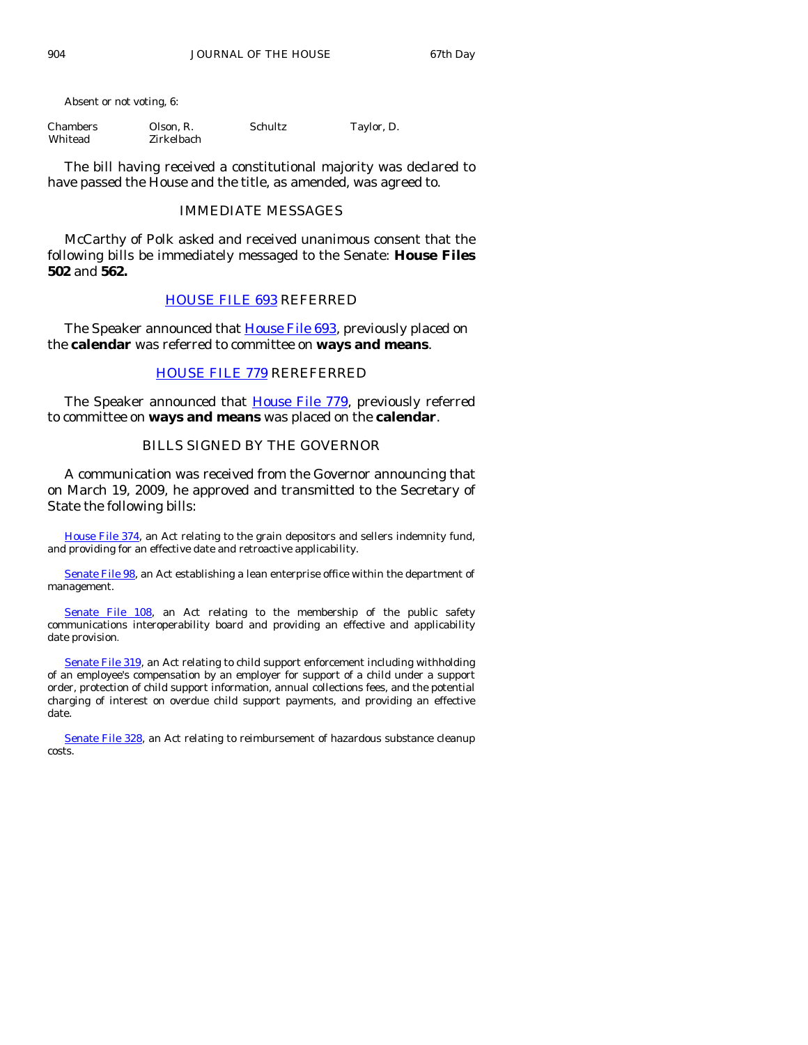Absent or not voting, 6:

| | | | |
|---|---|---|---|
| Chambers | Olson, R. | Schultz | Taylor, D. |
| Whitead | Zirkelbach | | |

The bill having received a constitutional majority was declared to have passed the House and the title, as amended, was agreed to.

## IMMEDIATE MESSAGES

McCarthy of Polk asked and received unanimous consent that the following bills be immediately messaged to the Senate: **House Files 502** and **562.**

## HOUSE FILE 693 REFERRED

The Speaker announced that House File 693, previously placed on the **calendar** was referred to committee on **ways and means**.

## HOUSE FILE 779 REREFERRED

The Speaker announced that House File 779, previously referred to committee on **ways and means** was placed on the **calendar**.

## BILLS SIGNED BY THE GOVERNOR

A communication was received from the Governor announcing that on March 19, 2009, he approved and transmitted to the Secretary of State the following bills:

House File 374, an Act relating to the grain depositors and sellers indemnity fund, and providing for an effective date and retroactive applicability.

Senate File 98, an Act establishing a lean enterprise office within the department of management.

Senate File 108, an Act relating to the membership of the public safety communications interoperability board and providing an effective and applicability date provision.

Senate File 319, an Act relating to child support enforcement including withholding of an employee's compensation by an employer for support of a child under a support order, protection of child support information, annual collections fees, and the potential charging of interest on overdue child support payments, and providing an effective date.

Senate File 328, an Act relating to reimbursement of hazardous substance cleanup costs.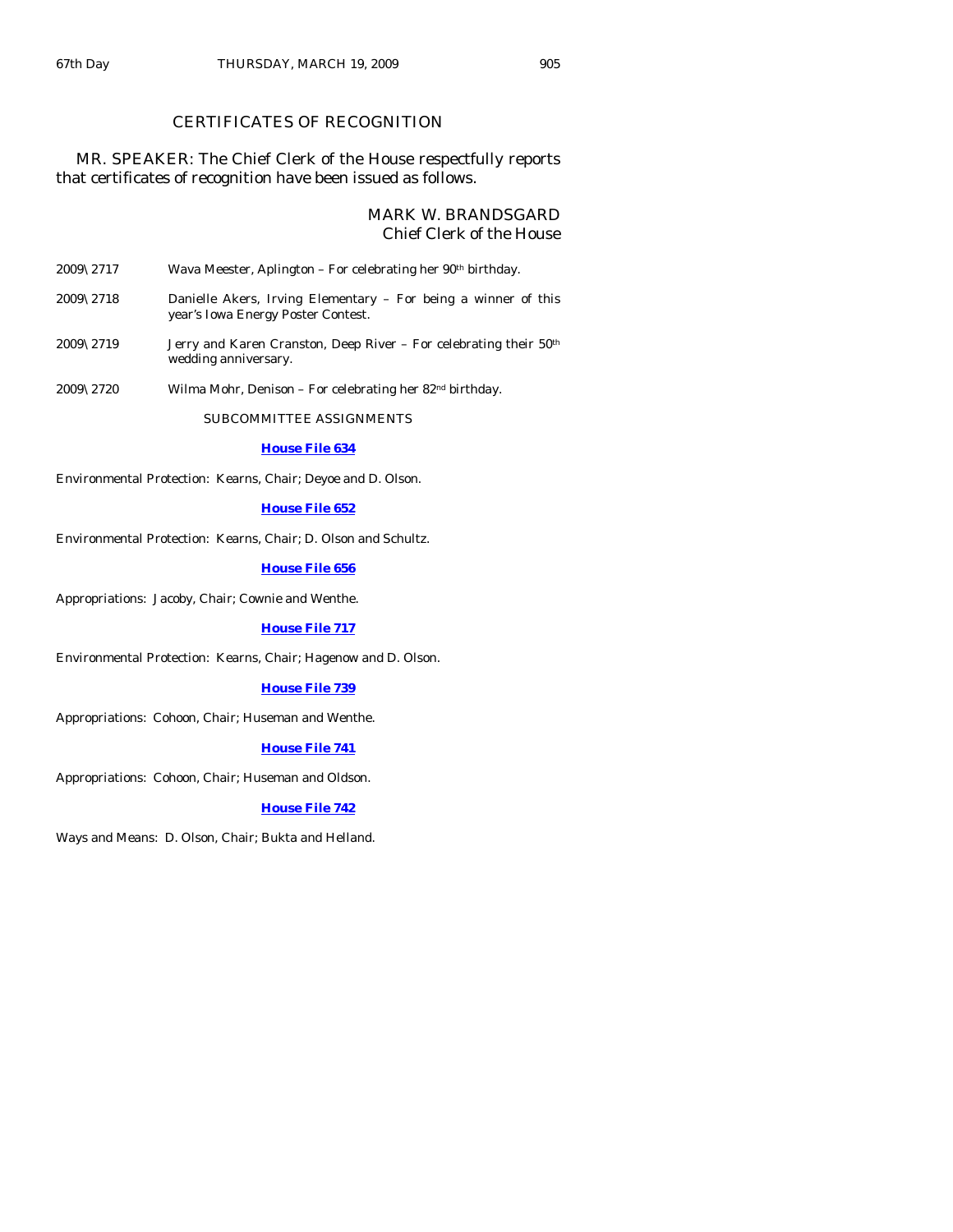## CERTIFICATES OF RECOGNITION

MR. SPEAKER: The Chief Clerk of the House respectfully reports that certificates of recognition have been issued as follows.

MARK W. BRANDSGARD
Chief Clerk of the House

2009\2717 Wava Meester, Aplington – For celebrating her 90th birthday.

2009\2718 Danielle Akers, Irving Elementary – For being a winner of this year's Iowa Energy Poster Contest.

2009\2719 Jerry and Karen Cranston, Deep River – For celebrating their 50th wedding anniversary.

2009\2720 Wilma Mohr, Denison – For celebrating her 82nd birthday.

## SUBCOMMITTEE ASSIGNMENTS

**House File 634**

Environmental Protection: Kearns, Chair; Deyoe and D. Olson.

**House File 652**

Environmental Protection: Kearns, Chair; D. Olson and Schultz.

**House File 656**

Appropriations: Jacoby, Chair; Cownie and Wenthe.

**House File 717**

Environmental Protection: Kearns, Chair; Hagenow and D. Olson.

**House File 739**

Appropriations: Cohoon, Chair; Huseman and Wenthe.

**House File 741**

Appropriations: Cohoon, Chair; Huseman and Oldson.

**House File 742**

Ways and Means: D. Olson, Chair; Bukta and Helland.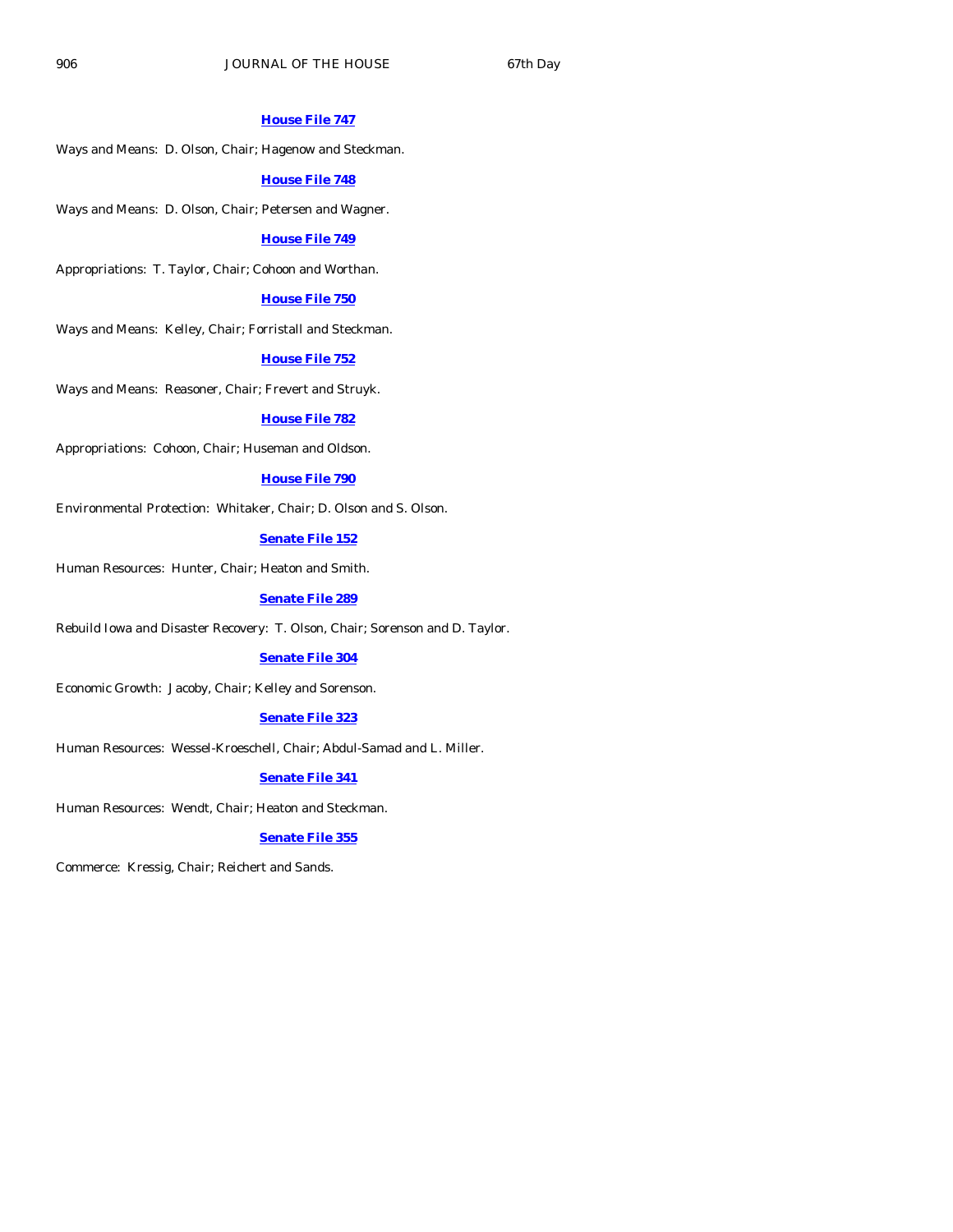**House File 747**

Ways and Means: D. Olson, Chair; Hagenow and Steckman.

**House File 748**

Ways and Means: D. Olson, Chair; Petersen and Wagner.

**House File 749**

Appropriations: T. Taylor, Chair; Cohoon and Worthan.

**House File 750**

Ways and Means: Kelley, Chair; Forristall and Steckman.

**House File 752**

Ways and Means: Reasoner, Chair; Frevert and Struyk.

**House File 782**

Appropriations: Cohoon, Chair; Huseman and Oldson.

**House File 790**

Environmental Protection: Whitaker, Chair; D. Olson and S. Olson.

**Senate File 152**

Human Resources: Hunter, Chair; Heaton and Smith.

**Senate File 289**

Rebuild Iowa and Disaster Recovery: T. Olson, Chair; Sorenson and D. Taylor.

**Senate File 304**

Economic Growth: Jacoby, Chair; Kelley and Sorenson.

**Senate File 323**

Human Resources: Wessel-Kroeschell, Chair; Abdul-Samad and L. Miller.

**Senate File 341**

Human Resources: Wendt, Chair; Heaton and Steckman.

**Senate File 355**

Commerce: Kressig, Chair; Reichert and Sands.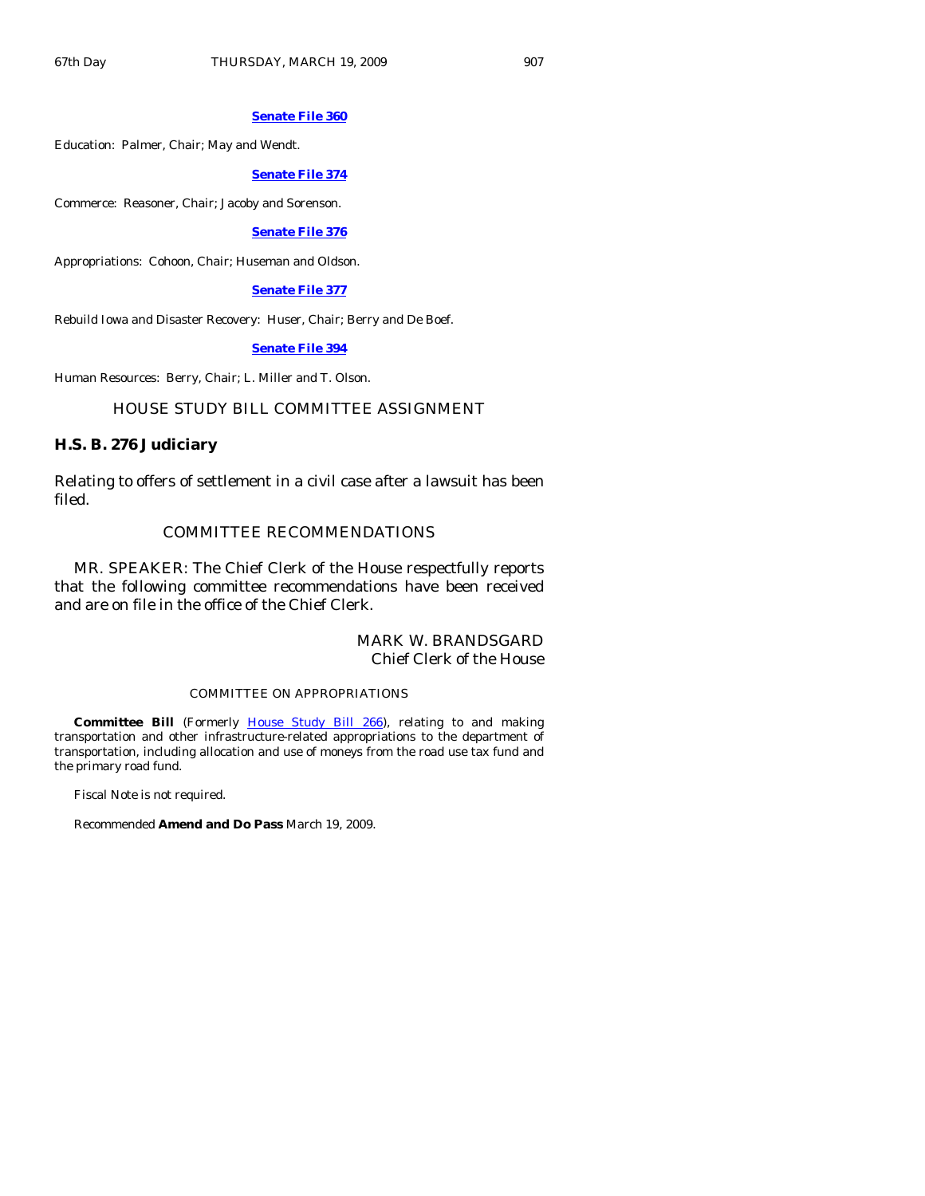**Senate File 360**

Education: Palmer, Chair; May and Wendt.

**Senate File 374**

Commerce: Reasoner, Chair; Jacoby and Sorenson.

**Senate File 376**

Appropriations: Cohoon, Chair; Huseman and Oldson.

**Senate File 377**

Rebuild Iowa and Disaster Recovery: Huser, Chair; Berry and De Boef.

**Senate File 394**

Human Resources: Berry, Chair; L. Miller and T. Olson.

## HOUSE STUDY BILL COMMITTEE ASSIGNMENT

### H.S. B. 276 Judiciary

Relating to offers of settlement in a civil case after a lawsuit has been filed.

## COMMITTEE RECOMMENDATIONS

MR. SPEAKER: The Chief Clerk of the House respectfully reports that the following committee recommendations have been received and are on file in the office of the Chief Clerk.

MARK W. BRANDSGARD
Chief Clerk of the House

COMMITTEE ON APPROPRIATIONS

**Committee Bill** (Formerly House Study Bill 266), relating to and making transportation and other infrastructure-related appropriations to the department of transportation, including allocation and use of moneys from the road use tax fund and the primary road fund.

Fiscal Note is not required.

Recommended **Amend and Do Pass** March 19, 2009.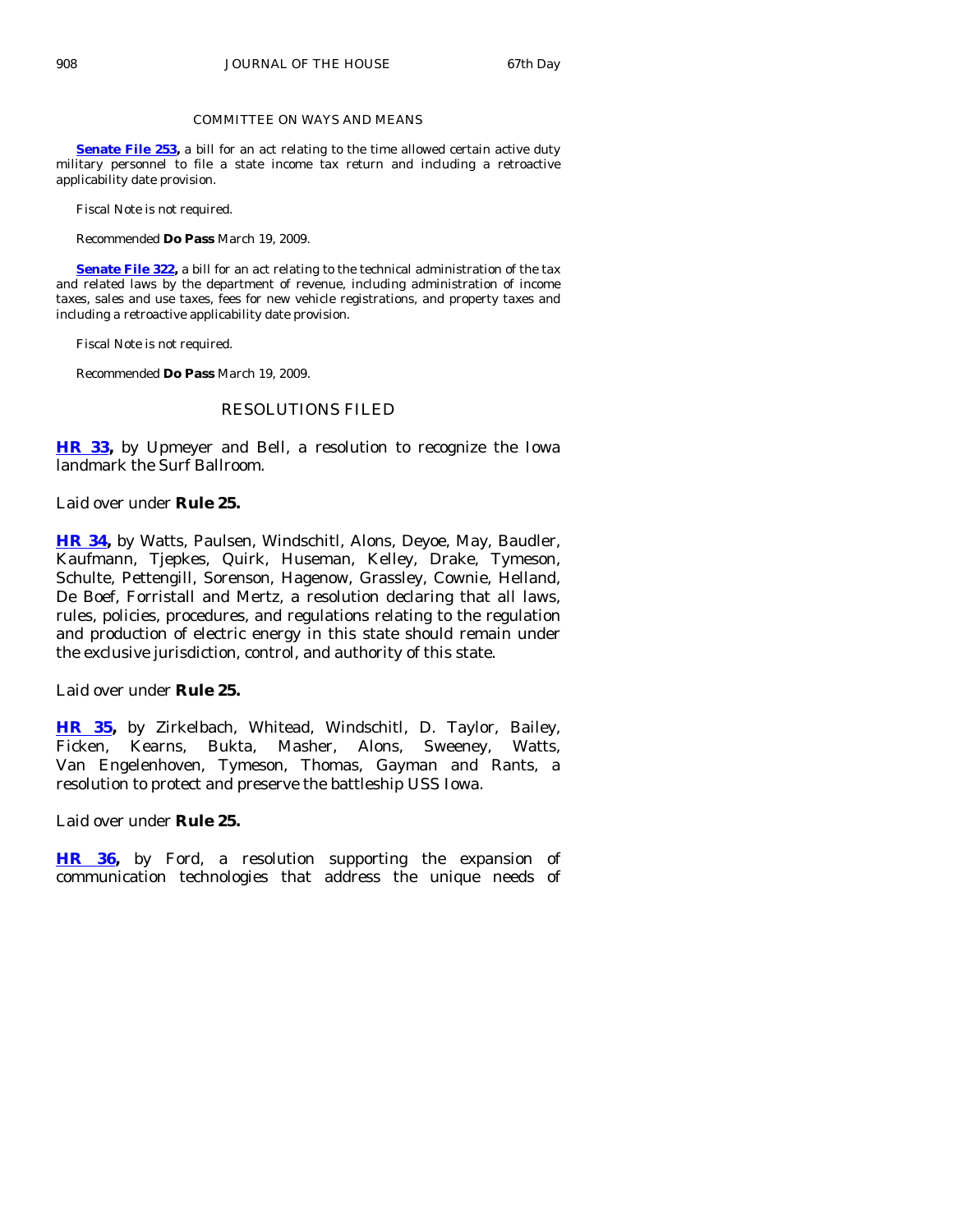COMMITTEE ON WAYS AND MEANS

**Senate File 253,** a bill for an act relating to the time allowed certain active duty military personnel to file a state income tax return and including a retroactive applicability date provision.

Fiscal Note is not required.

Recommended **Do Pass** March 19, 2009.

**Senate File 322,** a bill for an act relating to the technical administration of the tax and related laws by the department of revenue, including administration of income taxes, sales and use taxes, fees for new vehicle registrations, and property taxes and including a retroactive applicability date provision.

Fiscal Note is not required.

Recommended **Do Pass** March 19, 2009.

## RESOLUTIONS FILED

**HR 33,** by Upmeyer and Bell, a resolution to recognize the Iowa landmark the Surf Ballroom.

Laid over under **Rule 25.**

**HR 34,** by Watts, Paulsen, Windschitl, Alons, Deyoe, May, Baudler, Kaufmann, Tjepkes, Quirk, Huseman, Kelley, Drake, Tymeson, Schulte, Pettengill, Sorenson, Hagenow, Grassley, Cownie, Helland, De Boef, Forristall and Mertz, a resolution declaring that all laws, rules, policies, procedures, and regulations relating to the regulation and production of electric energy in this state should remain under the exclusive jurisdiction, control, and authority of this state.

Laid over under **Rule 25.**

**HR 35,** by Zirkelbach, Whitead, Windschitl, D. Taylor, Bailey, Ficken, Kearns, Bukta, Masher, Alons, Sweeney, Watts, Van Engelenhoven, Tymeson, Thomas, Gayman and Rants, a resolution to protect and preserve the battleship USS Iowa.

Laid over under **Rule 25.**

**HR 36,** by Ford, a resolution supporting the expansion of communication technologies that address the unique needs of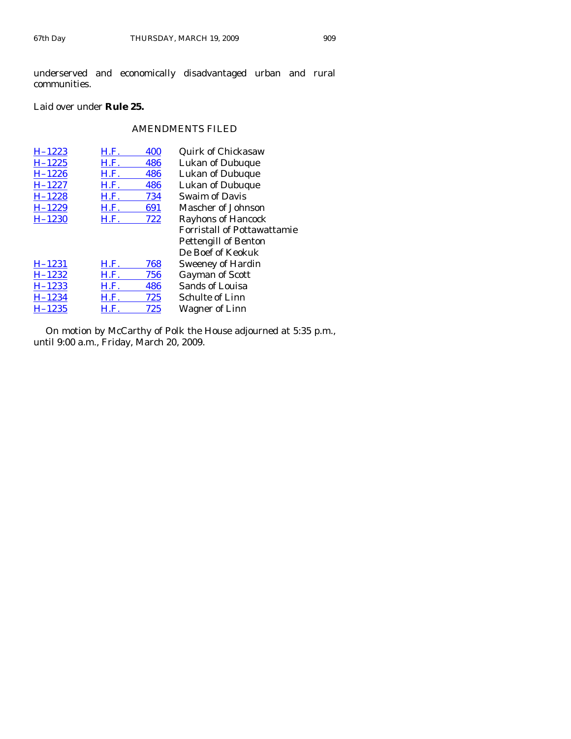underserved and economically disadvantaged urban and rural communities.

Laid over under **Rule 25.**

AMENDMENTS FILED

| | | |
|---|---|---|
| H–1223 | H.F. 400 | Quirk of Chickasaw |
| H–1225 | H.F. 486 | Lukan of Dubuque |
| H–1226 | H.F. 486 | Lukan of Dubuque |
| H–1227 | H.F. 486 | Lukan of Dubuque |
| H–1228 | H.F. 734 | Swaim of Davis |
| H–1229 | H.F. 691 | Mascher of Johnson |
| H–1230 | H.F. 722 | Rayhons of Hancock<br>Forristall of Pottawattamie<br>Pettengill of Benton<br>De Boef of Keokuk |
| H–1231 | H.F. 768 | Sweeney of Hardin |
| H–1232 | H.F. 756 | Gayman of Scott |
| H–1233 | H.F. 486 | Sands of Louisa |
| H–1234 | H.F. 725 | Schulte of Linn |
| H–1235 | H.F. 725 | Wagner of Linn |

On motion by McCarthy of Polk the House adjourned at 5:35 p.m., until 9:00 a.m., Friday, March 20, 2009.